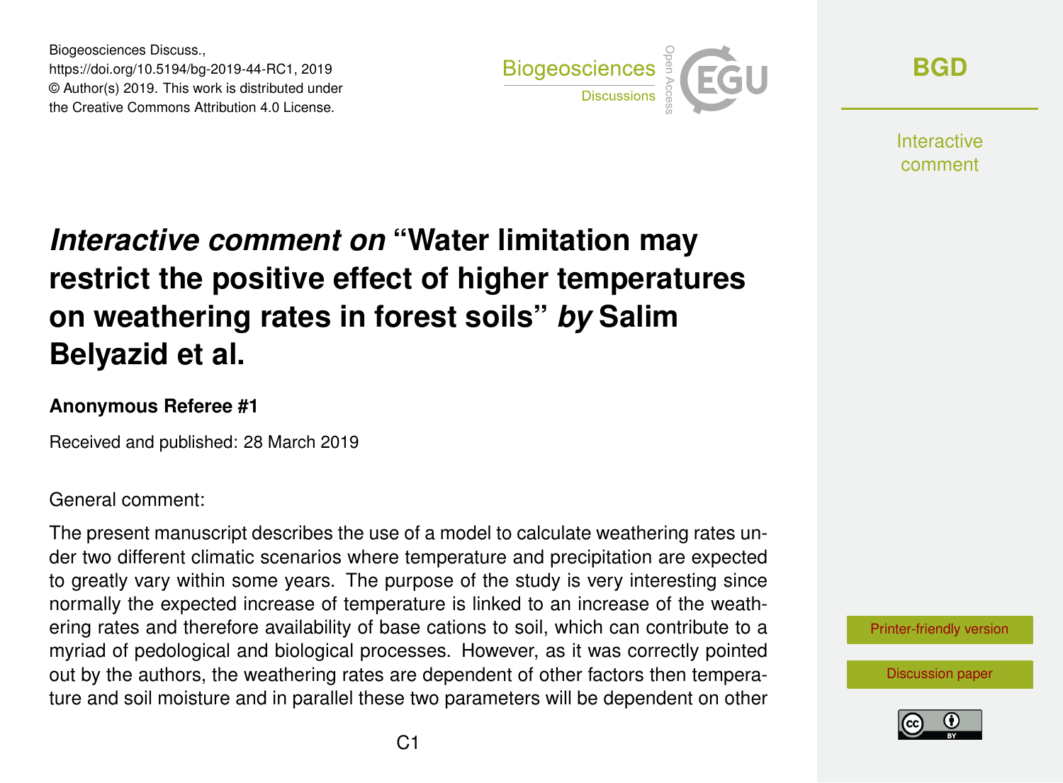# *Interactive comment on* "Water limitation may restrict the positive effect of higher temperatures on weathering rates in forest soils" *by* Salim Belyazid et al.

**Anonymous Referee #1**

Received and published: 28 March 2019

General comment:

The present manuscript describes the use of a model to calculate weathering rates under two different climatic scenarios where temperature and precipitation are expected to greatly vary within some years. The purpose of the study is very interesting since normally the expected increase of temperature is linked to an increase of the weathering rates and therefore availability of base cations to soil, which can contribute to a myriad of pedological and biological processes. However, as it was correctly pointed out by the authors, the weathering rates are dependent of other factors then temperature and soil moisture and in parallel these two parameters will be dependent on other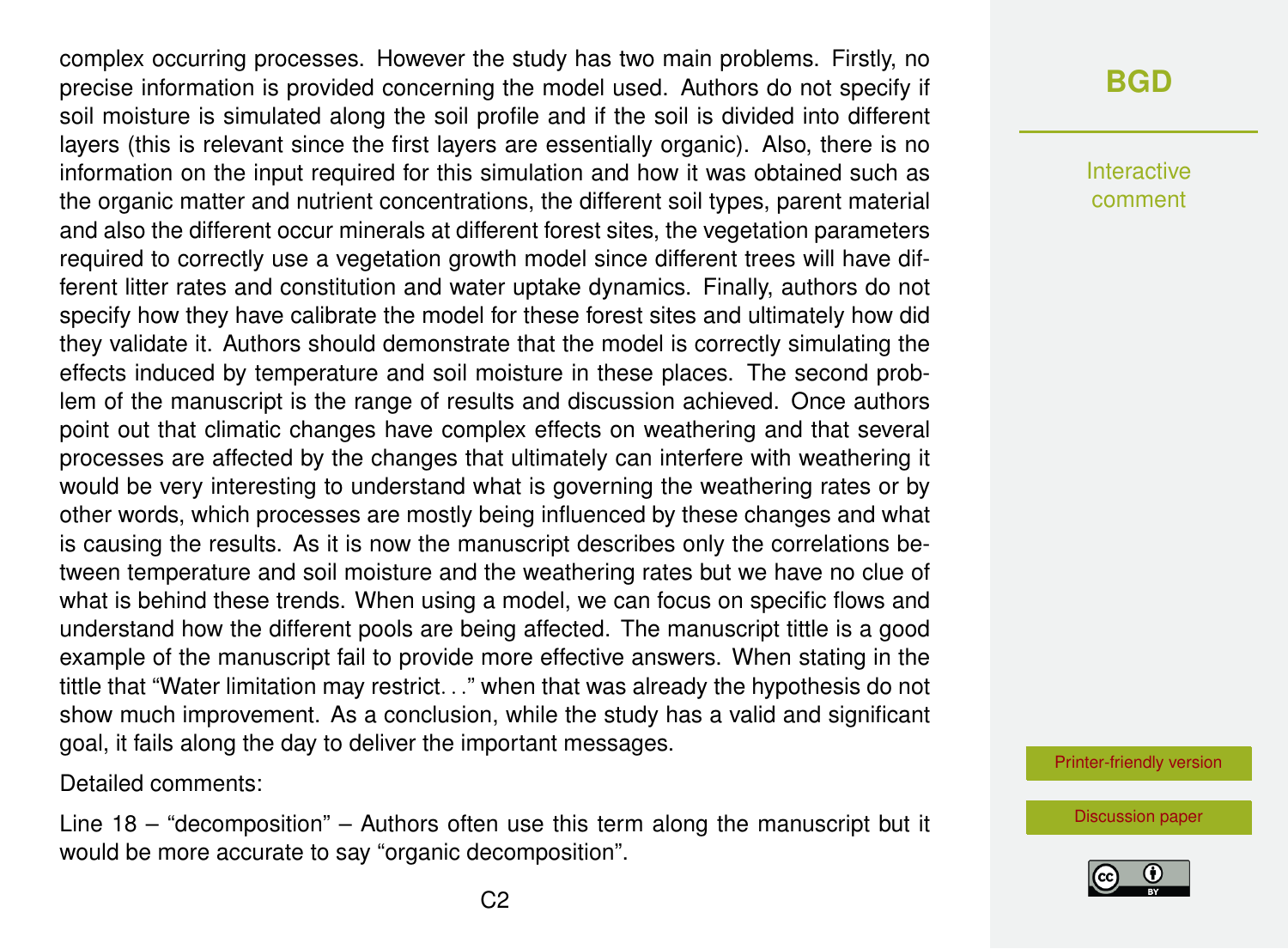complex occurring processes. However the study has two main problems. Firstly, no precise information is provided concerning the model used. Authors do not specify if soil moisture is simulated along the soil profile and if the soil is divided into different layers (this is relevant since the first layers are essentially organic). Also, there is no information on the input required for this simulation and how it was obtained such as the organic matter and nutrient concentrations, the different soil types, parent material and also the different occur minerals at different forest sites, the vegetation parameters required to correctly use a vegetation growth model since different trees will have different litter rates and constitution and water uptake dynamics. Finally, authors do not specify how they have calibrate the model for these forest sites and ultimately how did they validate it. Authors should demonstrate that the model is correctly simulating the effects induced by temperature and soil moisture in these places. The second problem of the manuscript is the range of results and discussion achieved. Once authors point out that climatic changes have complex effects on weathering and that several processes are affected by the changes that ultimately can interfere with weathering it would be very interesting to understand what is governing the weathering rates or by other words, which processes are mostly being influenced by these changes and what is causing the results. As it is now the manuscript describes only the correlations between temperature and soil moisture and the weathering rates but we have no clue of what is behind these trends. When using a model, we can focus on specific flows and understand how the different pools are being affected. The manuscript tittle is a good example of the manuscript fail to provide more effective answers. When stating in the tittle that "Water limitation may restrict. . ." when that was already the hypothesis do not show much improvement. As a conclusion, while the study has a valid and significant goal, it fails along the day to deliver the important messages.

Detailed comments:

Line 18 – "decomposition" – Authors often use this term along the manuscript but it would be more accurate to say "organic decomposition".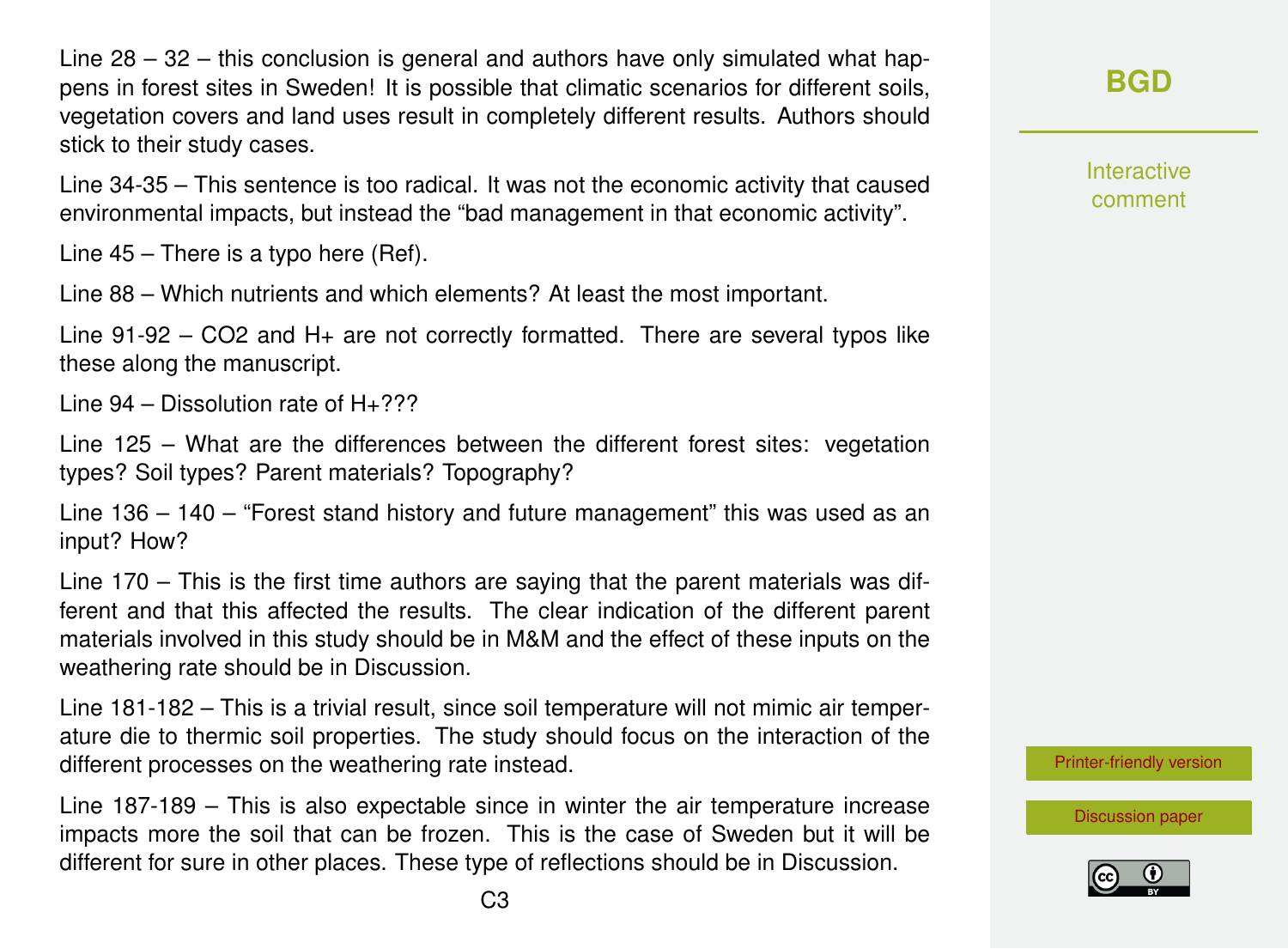Line 28 – 32 – this conclusion is general and authors have only simulated what happens in forest sites in Sweden! It is possible that climatic scenarios for different soils, vegetation covers and land uses result in completely different results. Authors should stick to their study cases.

Line 34-35 – This sentence is too radical. It was not the economic activity that caused environmental impacts, but instead the “bad management in that economic activity”.

Line 45 – There is a typo here (Ref).

Line 88 – Which nutrients and which elements? At least the most important.

Line 91-92 – CO2 and H+ are not correctly formatted. There are several typos like these along the manuscript.

Line 94 – Dissolution rate of H+???

Line 125 – What are the differences between the different forest sites: vegetation types? Soil types? Parent materials? Topography?

Line 136 – 140 – “Forest stand history and future management” this was used as an input? How?

Line 170 – This is the first time authors are saying that the parent materials was different and that this affected the results. The clear indication of the different parent materials involved in this study should be in M&M and the effect of these inputs on the weathering rate should be in Discussion.

Line 181-182 – This is a trivial result, since soil temperature will not mimic air temperature die to thermic soil properties. The study should focus on the interaction of the different processes on the weathering rate instead.

Line 187-189 – This is also expectable since in winter the air temperature increase impacts more the soil that can be frozen. This is the case of Sweden but it will be different for sure in other places. These type of reflections should be in Discussion.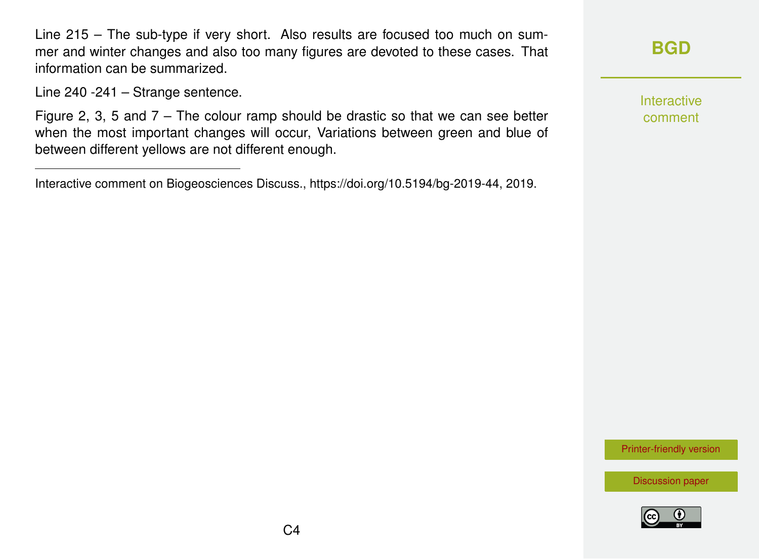Line 215 – The sub-type if very short. Also results are focused too much on summer and winter changes and also too many figures are devoted to these cases. That information can be summarized.

Line 240 -241 – Strange sentence.

Figure 2, 3, 5 and 7 – The colour ramp should be drastic so that we can see better when the most important changes will occur, Variations between green and blue of between different yellows are not different enough.

---

Interactive comment on Biogeosciences Discuss., https://doi.org/10.5194/bg-2019-44, 2019.